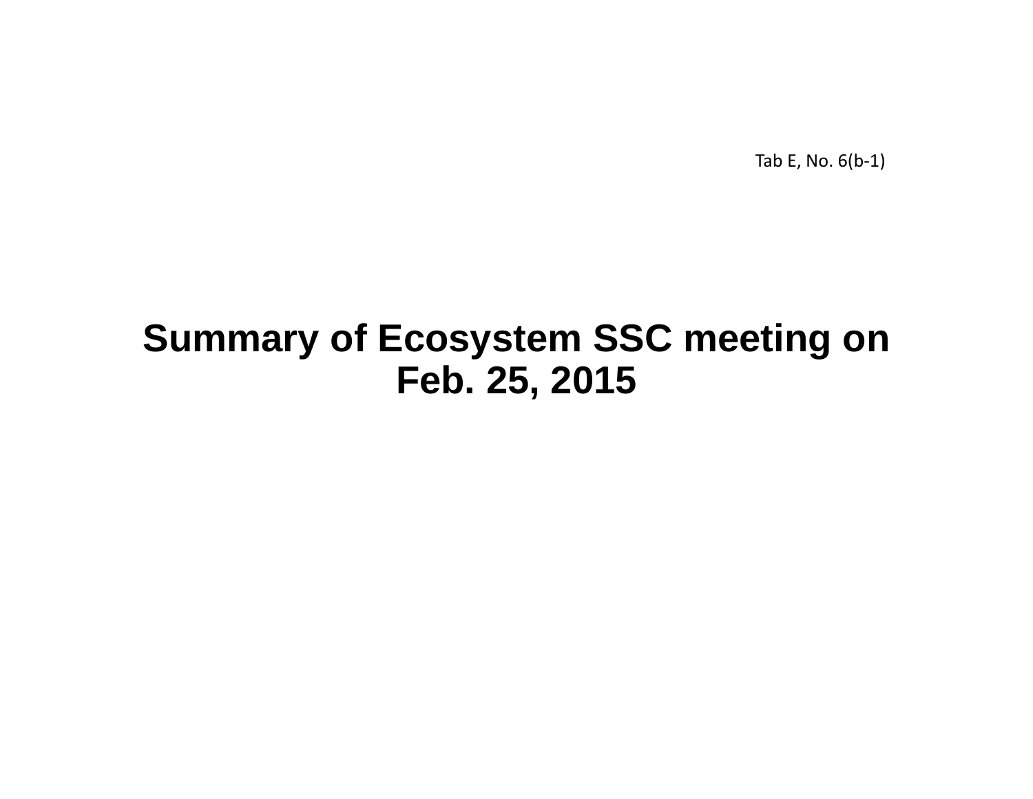Tab E, No. 6(b-1)

# Summary of Ecosystem SSC meeting on Feb. 25, 2015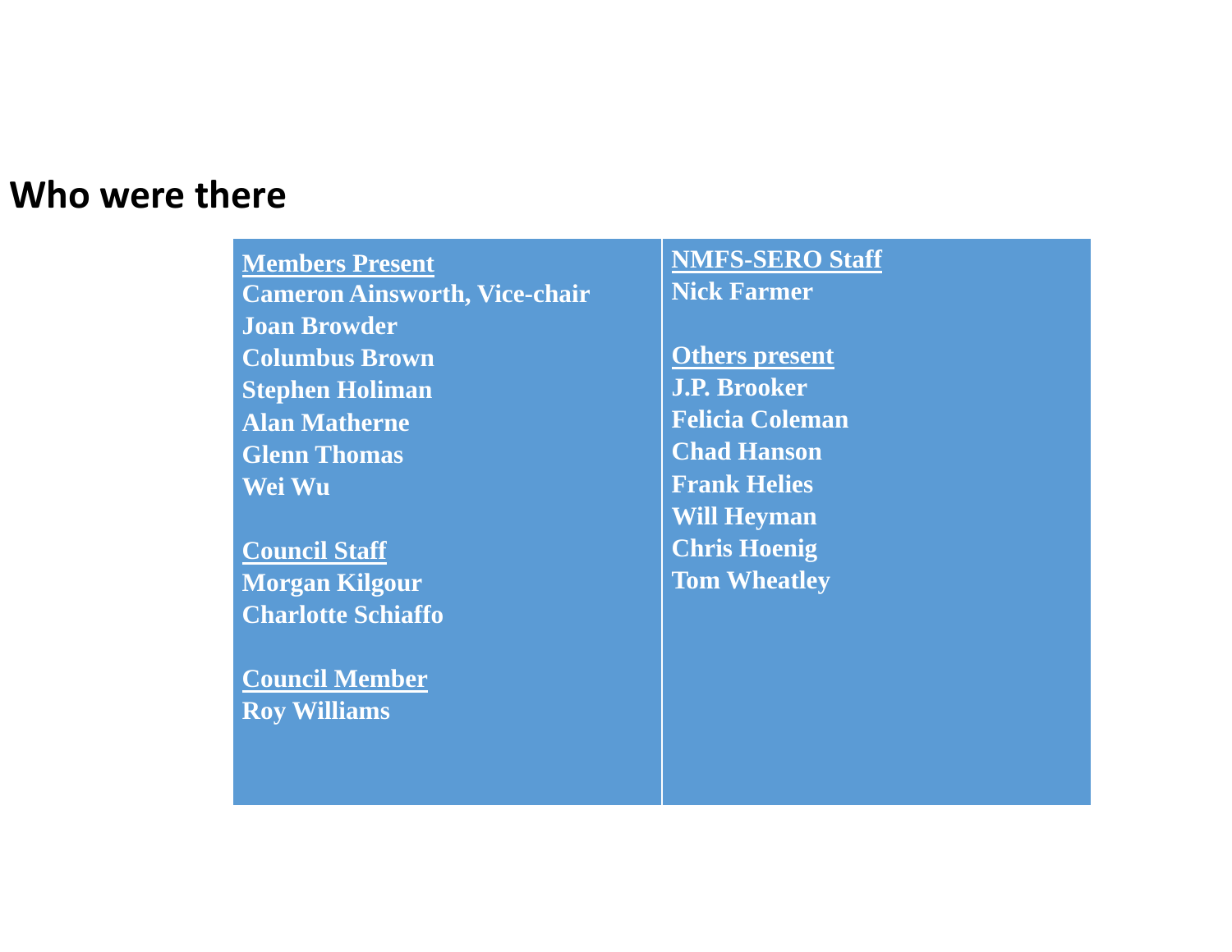# Who were there

**Members Present**
**Cameron Ainsworth, Vice-chair**
**Joan Browder**
**Columbus Brown**
**Stephen Holiman**
**Alan Matherne**
**Glenn Thomas**
**Wei Wu**

**Council Staff**
**Morgan Kilgour**
**Charlotte Schiaffo**

**Council Member**
**Roy Williams**

**NMFS-SERO Staff**
**Nick Farmer**

**Others present**
**J.P. Brooker**
**Felicia Coleman**
**Chad Hanson**
**Frank Helies**
**Will Heyman**
**Chris Hoenig**
**Tom Wheatley**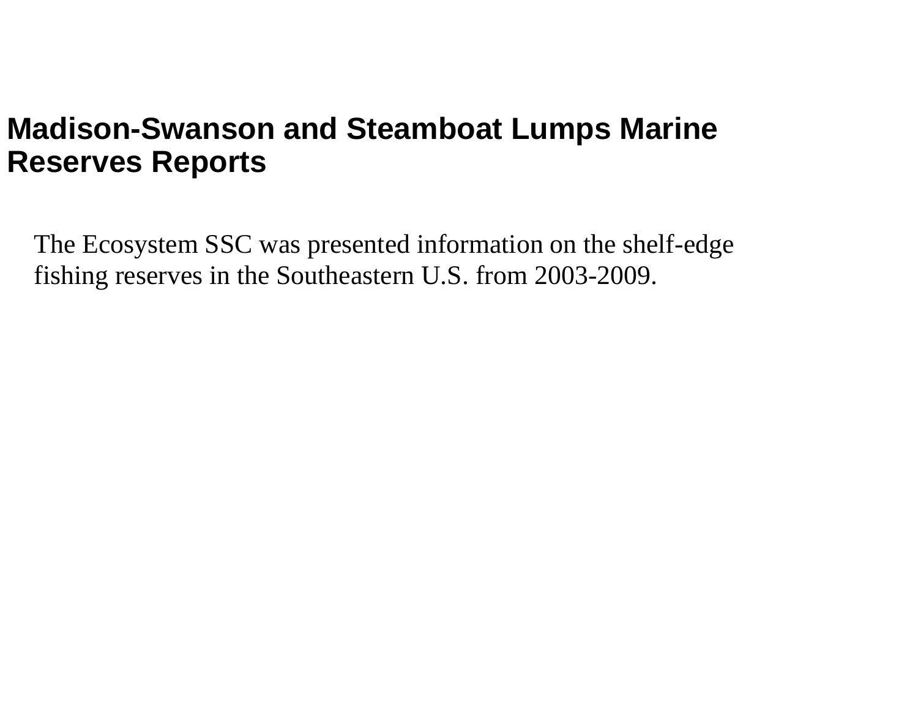# Madison-Swanson and Steamboat Lumps Marine Reserves Reports

The Ecosystem SSC was presented information on the shelf-edge fishing reserves in the Southeastern U.S. from 2003-2009.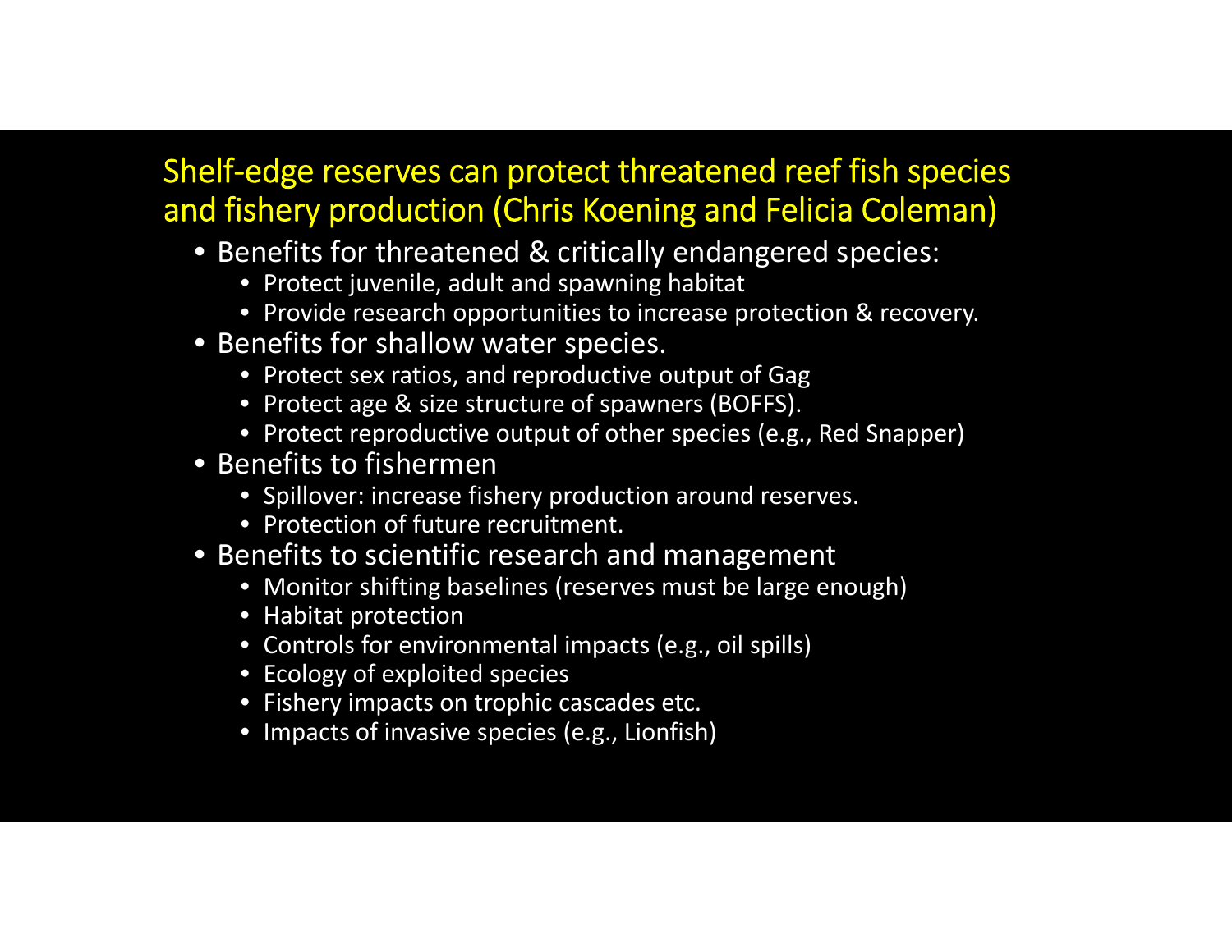## Shelf-edge reserves can protect threatened reef fish species and fishery production (Chris Koening and Felicia Coleman)

- Benefits for threatened & critically endangered species:
  - Protect juvenile, adult and spawning habitat
  - Provide research opportunities to increase protection & recovery.
- Benefits for shallow water species.
  - Protect sex ratios, and reproductive output of Gag
  - Protect age & size structure of spawners (BOFFS).
  - Protect reproductive output of other species (e.g., Red Snapper)
- Benefits to fishermen
  - Spillover: increase fishery production around reserves.
  - Protection of future recruitment.
- Benefits to scientific research and management
  - Monitor shifting baselines (reserves must be large enough)
  - Habitat protection
  - Controls for environmental impacts (e.g., oil spills)
  - Ecology of exploited species
  - Fishery impacts on trophic cascades etc.
  - Impacts of invasive species (e.g., Lionfish)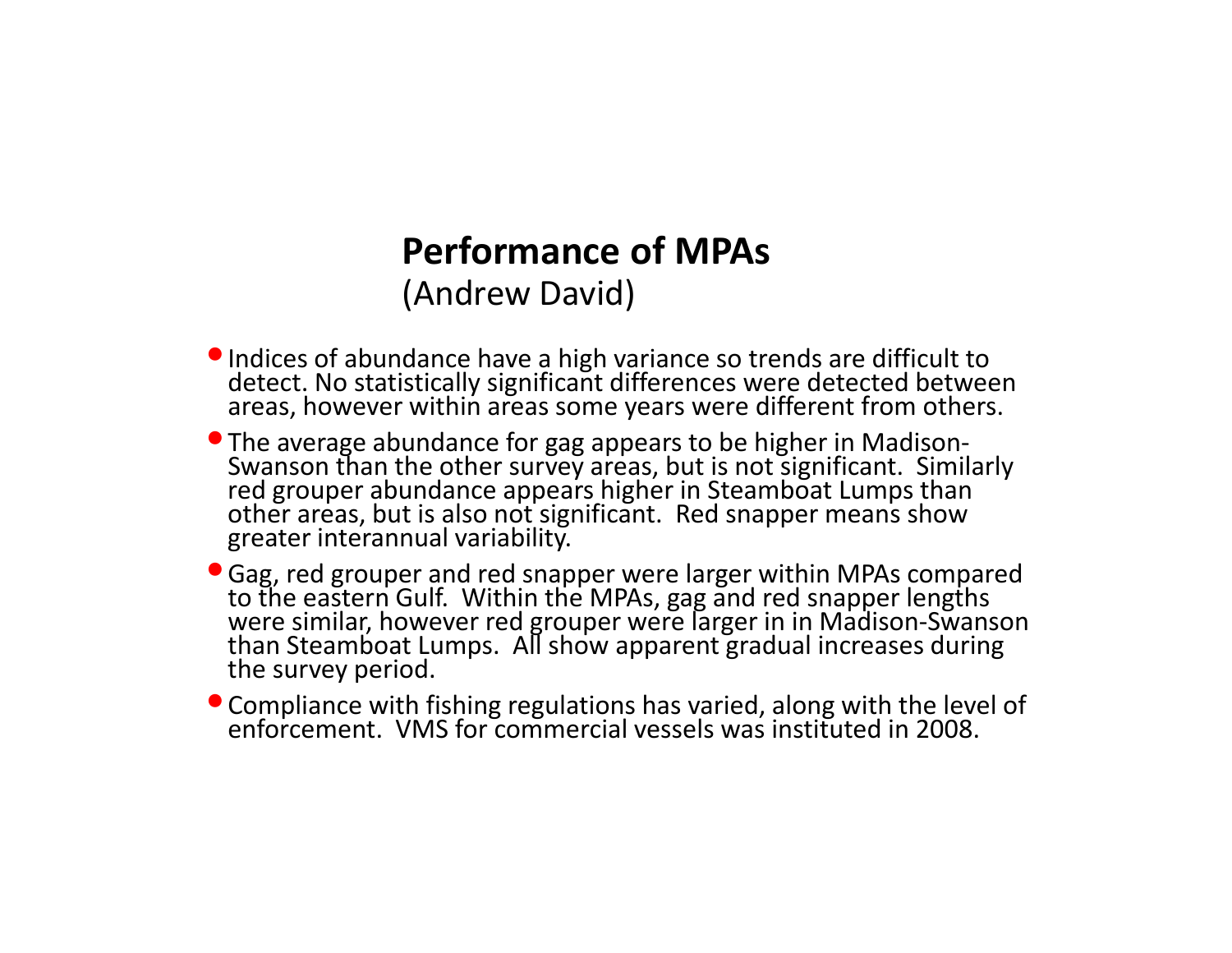## Performance of MPAs

(Andrew David)

- Indices of abundance have a high variance so trends are difficult to detect. No statistically significant differences were detected between areas, however within areas some years were different from others.
- The average abundance for gag appears to be higher in Madison-Swanson than the other survey areas, but is not significant. Similarly red grouper abundance appears higher in Steamboat Lumps than other areas, but is also not significant. Red snapper means show greater interannual variability.
- Gag, red grouper and red snapper were larger within MPAs compared to the eastern Gulf. Within the MPAs, gag and red snapper lengths were similar, however red grouper were larger in in Madison-Swanson than Steamboat Lumps. All show apparent gradual increases during the survey period.
- Compliance with fishing regulations has varied, along with the level of enforcement. VMS for commercial vessels was instituted in 2008.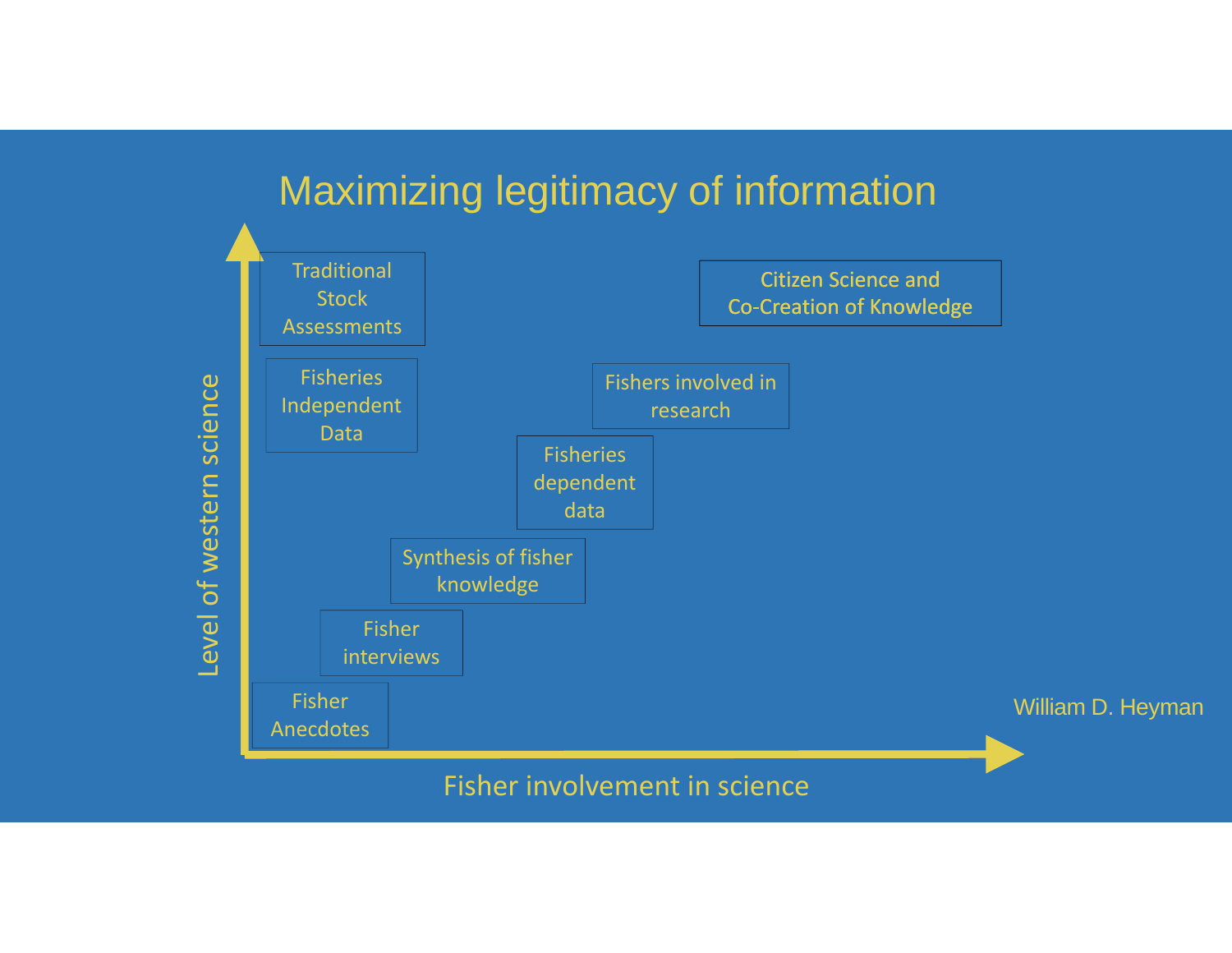# Maximizing legitimacy of information

Level of western science

- Traditional Stock Assessments
- Fisheries Independent Data
- Citizen Science and Co-Creation of Knowledge
- Fishers involved in research
- Fisheries dependent data
- Synthesis of fisher knowledge
- Fisher interviews
- Fisher Anecdotes

Fisher involvement in science

William D. Heyman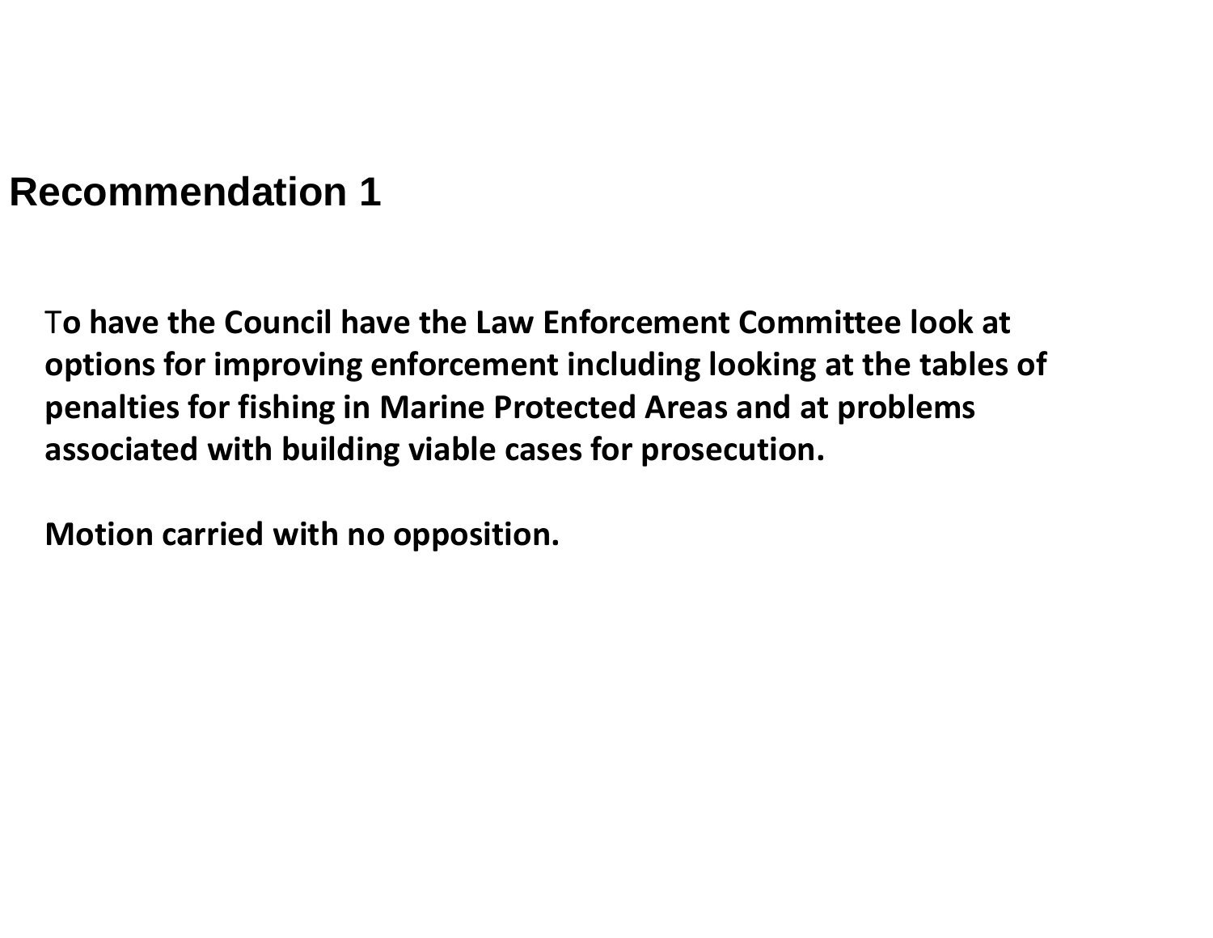## Recommendation 1

**To have the Council have the Law Enforcement Committee look at options for improving enforcement including looking at the tables of penalties for fishing in Marine Protected Areas and at problems associated with building viable cases for prosecution.**

**Motion carried with no opposition.**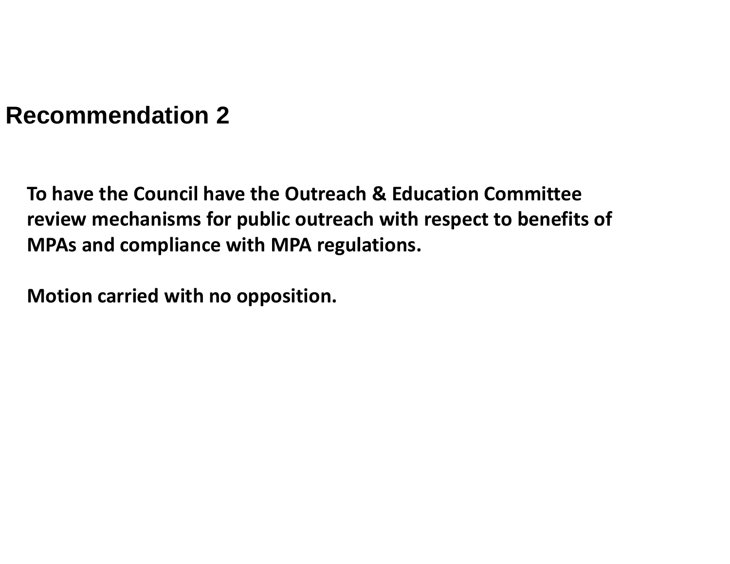## Recommendation 2

**To have the Council have the Outreach & Education Committee review mechanisms for public outreach with respect to benefits of MPAs and compliance with MPA regulations.**

**Motion carried with no opposition.**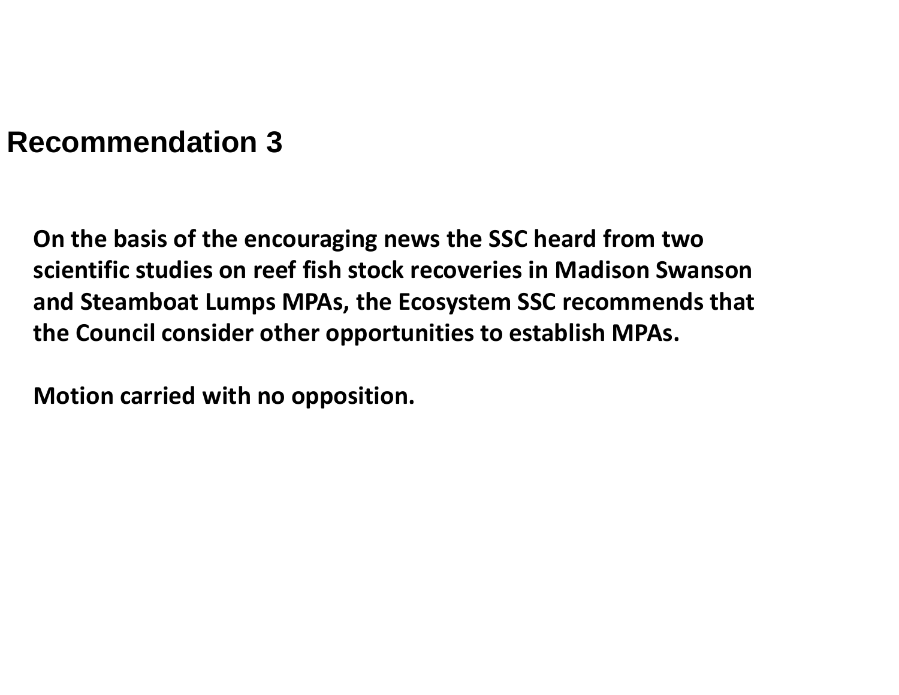# Recommendation 3

**On the basis of the encouraging news the SSC heard from two scientific studies on reef fish stock recoveries in Madison Swanson and Steamboat Lumps MPAs, the Ecosystem SSC recommends that the Council consider other opportunities to establish MPAs.**

**Motion carried with no opposition.**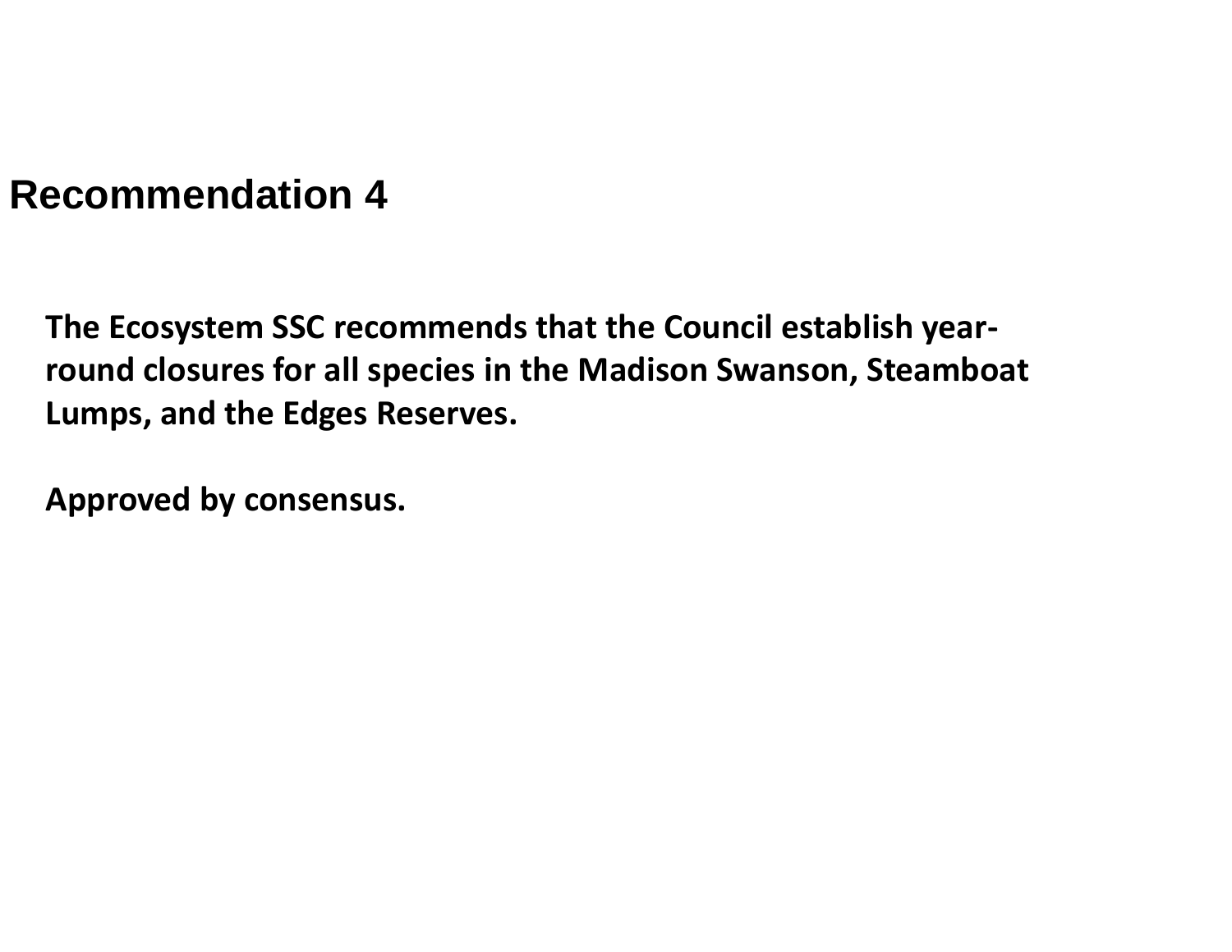# Recommendation 4

**The Ecosystem SSC recommends that the Council establish year-round closures for all species in the Madison Swanson, Steamboat Lumps, and the Edges Reserves.**

**Approved by consensus.**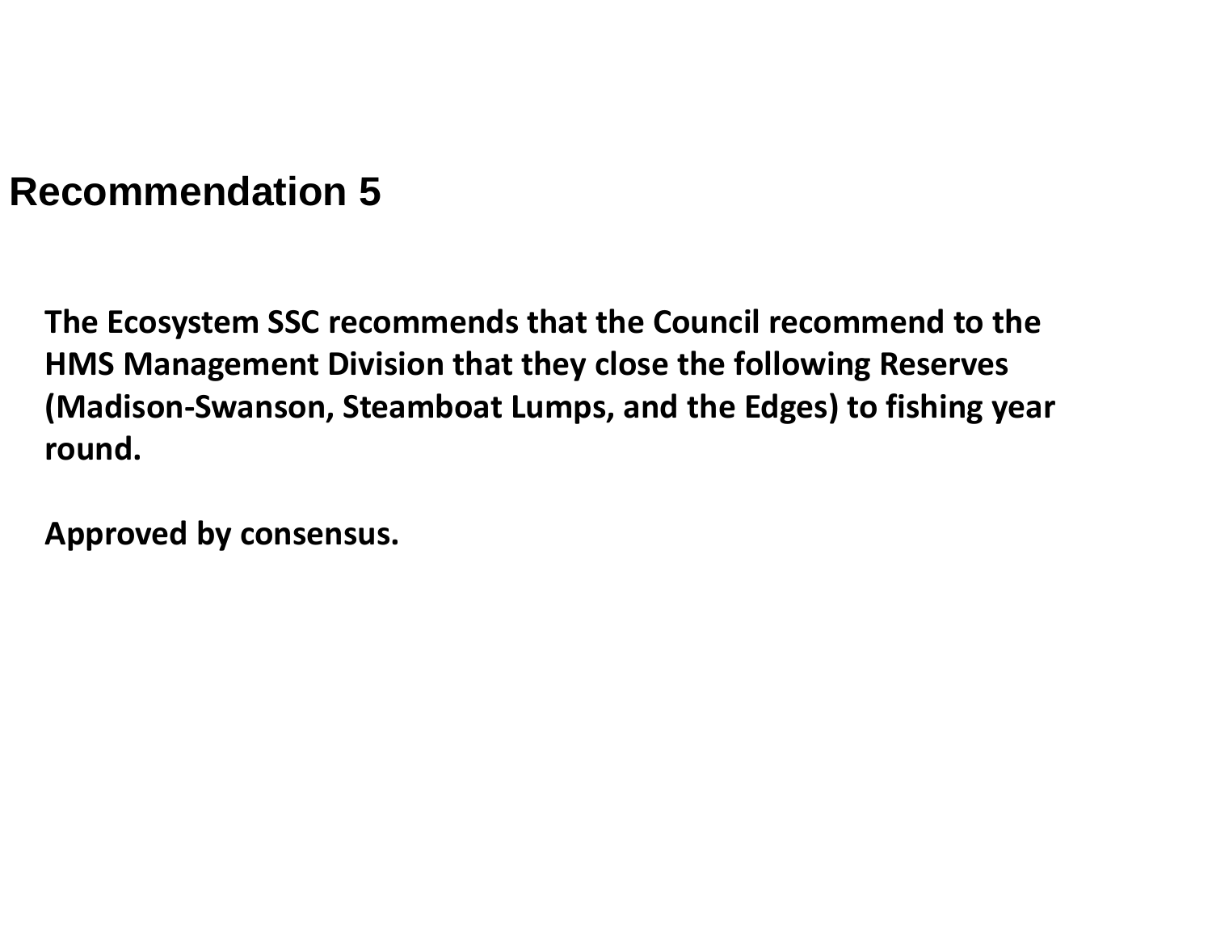# Recommendation 5

**The Ecosystem SSC recommends that the Council recommend to the HMS Management Division that they close the following Reserves (Madison-Swanson, Steamboat Lumps, and the Edges) to fishing year round.**

**Approved by consensus.**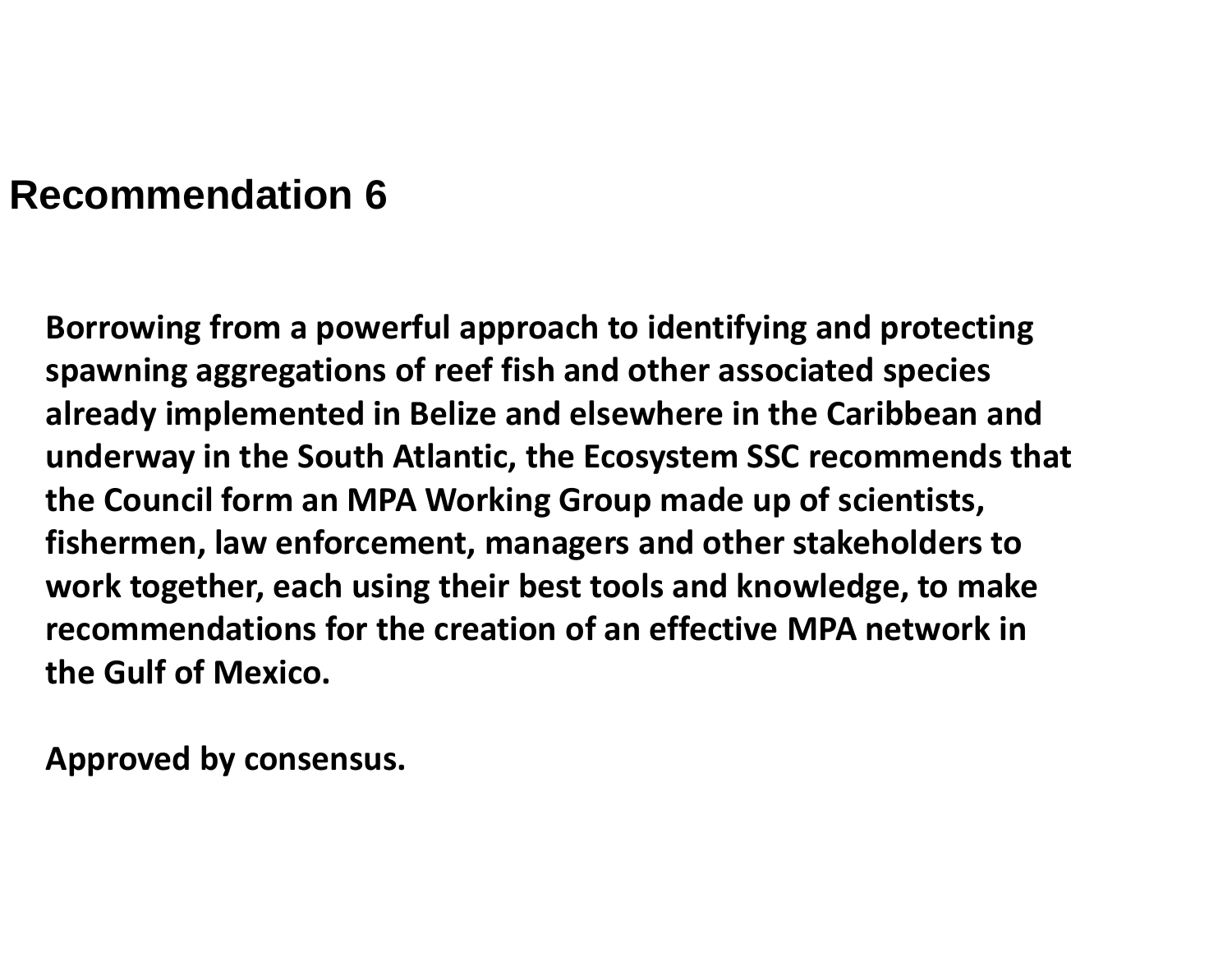# Recommendation 6

**Borrowing from a powerful approach to identifying and protecting spawning aggregations of reef fish and other associated species already implemented in Belize and elsewhere in the Caribbean and underway in the South Atlantic, the Ecosystem SSC recommends that the Council form an MPA Working Group made up of scientists, fishermen, law enforcement, managers and other stakeholders to work together, each using their best tools and knowledge, to make recommendations for the creation of an effective MPA network in the Gulf of Mexico.**

**Approved by consensus.**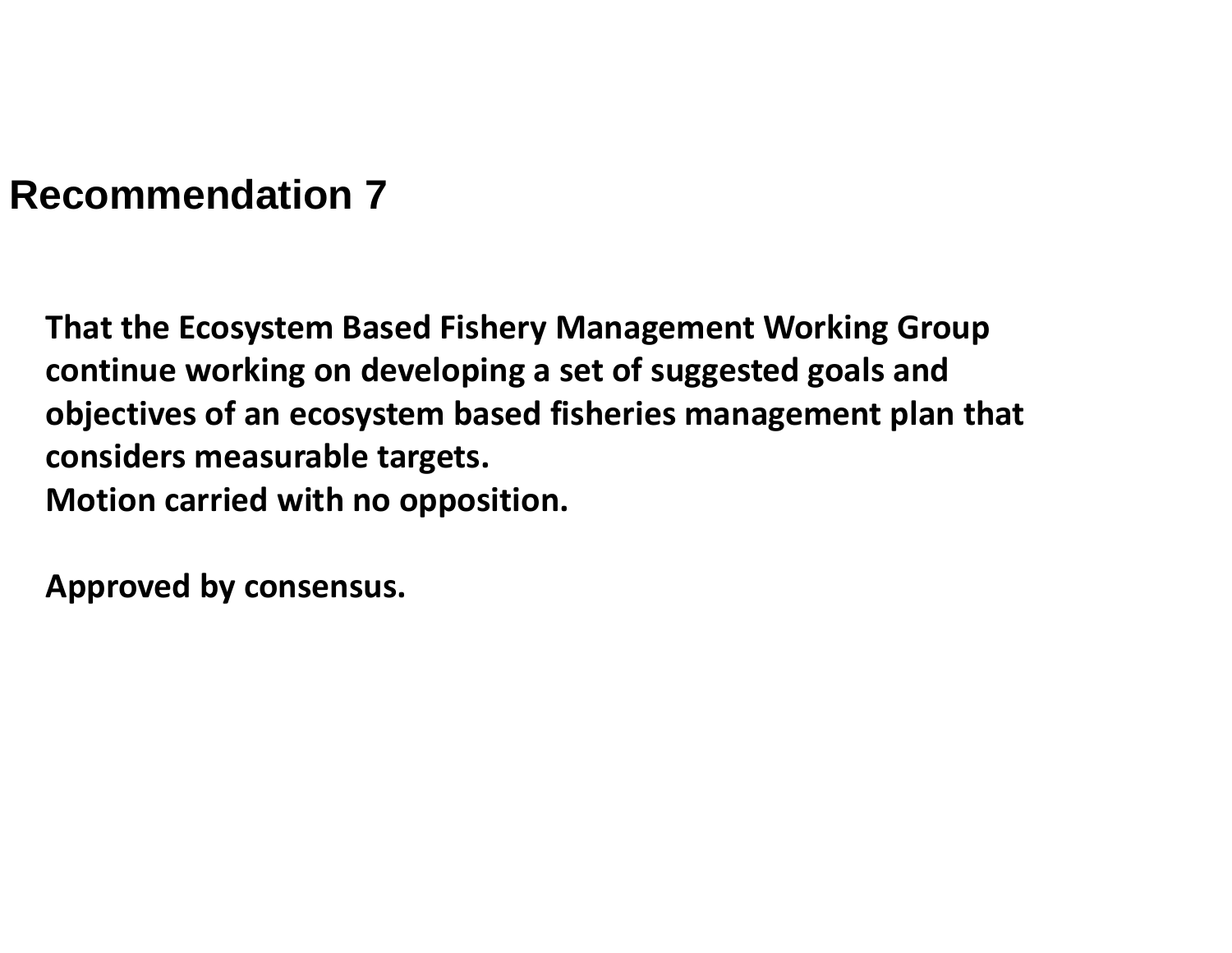# Recommendation 7

**That the Ecosystem Based Fishery Management Working Group continue working on developing a set of suggested goals and objectives of an ecosystem based fisheries management plan that considers measurable targets.**
**Motion carried with no opposition.**

**Approved by consensus.**